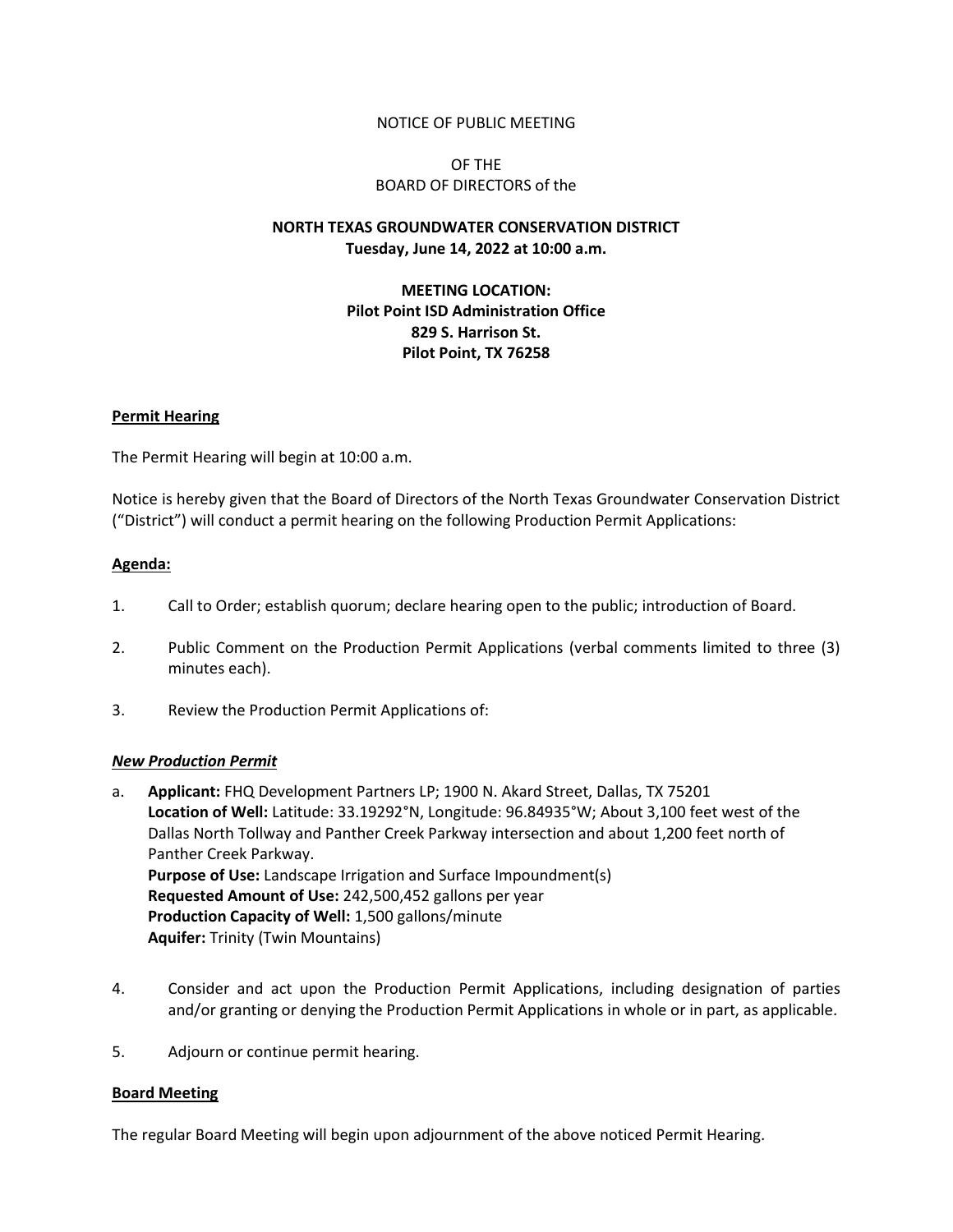NOTICE OF PUBLIC MEETING

OF THE
BOARD OF DIRECTORS of the

**NORTH TEXAS GROUNDWATER CONSERVATION DISTRICT**
**Tuesday, June 14, 2022 at 10:00 a.m.**

**MEETING LOCATION:**
**Pilot Point ISD Administration Office**
**829 S. Harrison St.**
**Pilot Point, TX 76258**

**<u>Permit Hearing</u>**

The Permit Hearing will begin at 10:00 a.m.

Notice is hereby given that the Board of Directors of the North Texas Groundwater Conservation District ("District") will conduct a permit hearing on the following Production Permit Applications:

**<u>Agenda:</u>**

1. Call to Order; establish quorum; declare hearing open to the public; introduction of Board.

2. Public Comment on the Production Permit Applications (verbal comments limited to three (3) minutes each).

3. Review the Production Permit Applications of:

***<u>New Production Permit</u>***

a. **Applicant:** FHQ Development Partners LP; 1900 N. Akard Street, Dallas, TX 75201
   **Location of Well:** Latitude: 33.19292°N, Longitude: 96.84935°W; About 3,100 feet west of the Dallas North Tollway and Panther Creek Parkway intersection and about 1,200 feet north of Panther Creek Parkway.
   **Purpose of Use:** Landscape Irrigation and Surface Impoundment(s)
   **Requested Amount of Use:** 242,500,452 gallons per year
   **Production Capacity of Well:** 1,500 gallons/minute
   **Aquifer:** Trinity (Twin Mountains)

4. Consider and act upon the Production Permit Applications, including designation of parties and/or granting or denying the Production Permit Applications in whole or in part, as applicable.

5. Adjourn or continue permit hearing.

**<u>Board Meeting</u>**

The regular Board Meeting will begin upon adjournment of the above noticed Permit Hearing.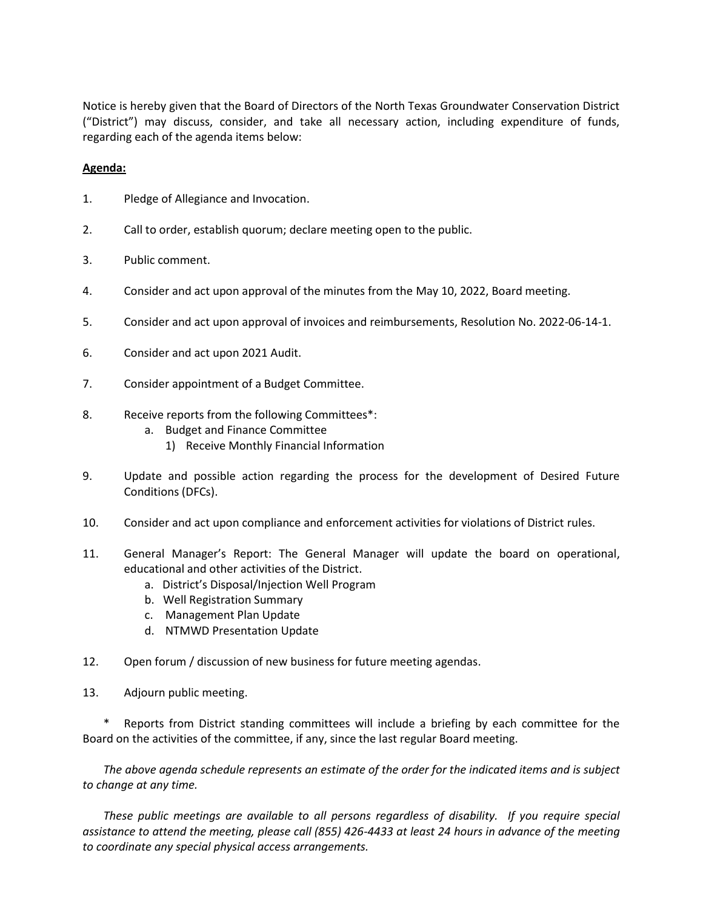Notice is hereby given that the Board of Directors of the North Texas Groundwater Conservation District ("District") may discuss, consider, and take all necessary action, including expenditure of funds, regarding each of the agenda items below:

**Agenda:**

1. Pledge of Allegiance and Invocation.

2. Call to order, establish quorum; declare meeting open to the public.

3. Public comment.

4. Consider and act upon approval of the minutes from the May 10, 2022, Board meeting.

5. Consider and act upon approval of invoices and reimbursements, Resolution No. 2022-06-14-1.

6. Consider and act upon 2021 Audit.

7. Consider appointment of a Budget Committee.

8. Receive reports from the following Committees*:
   a. Budget and Finance Committee
      1) Receive Monthly Financial Information

9. Update and possible action regarding the process for the development of Desired Future Conditions (DFCs).

10. Consider and act upon compliance and enforcement activities for violations of District rules.

11. General Manager's Report: The General Manager will update the board on operational, educational and other activities of the District.
    a. District's Disposal/Injection Well Program
    b. Well Registration Summary
    c. Management Plan Update
    d. NTMWD Presentation Update

12. Open forum / discussion of new business for future meeting agendas.

13. Adjourn public meeting.

\* Reports from District standing committees will include a briefing by each committee for the Board on the activities of the committee, if any, since the last regular Board meeting.

*The above agenda schedule represents an estimate of the order for the indicated items and is subject to change at any time.*

*These public meetings are available to all persons regardless of disability. If you require special assistance to attend the meeting, please call (855) 426-4433 at least 24 hours in advance of the meeting to coordinate any special physical access arrangements.*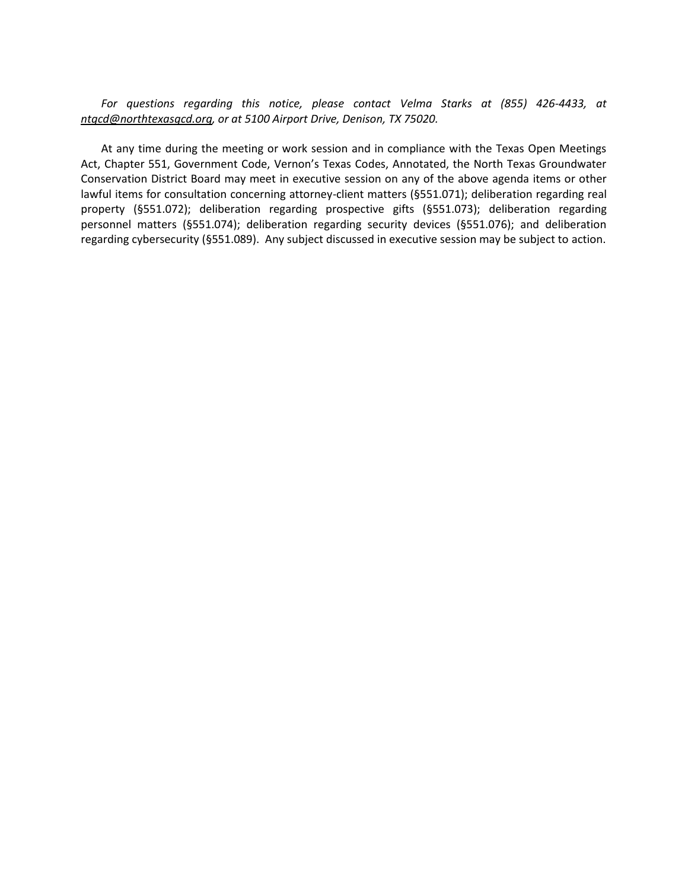*For questions regarding this notice, please contact Velma Starks at (855) 426-4433, at [ntgcd@northtexasgcd.org](mailto:ntgcd@northtexasgcd.org), or at 5100 Airport Drive, Denison, TX 75020.*

At any time during the meeting or work session and in compliance with the Texas Open Meetings Act, Chapter 551, Government Code, Vernon's Texas Codes, Annotated, the North Texas Groundwater Conservation District Board may meet in executive session on any of the above agenda items or other lawful items for consultation concerning attorney-client matters (§551.071); deliberation regarding real property (§551.072); deliberation regarding prospective gifts (§551.073); deliberation regarding personnel matters (§551.074); deliberation regarding security devices (§551.076); and deliberation regarding cybersecurity (§551.089). Any subject discussed in executive session may be subject to action.